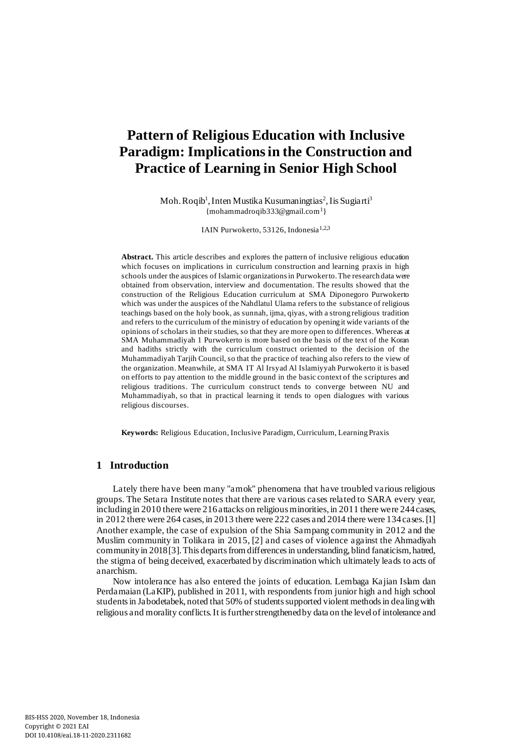# Pattern of Religious Education with Inclusive Paradigm: Implications in the Construction and Practice of Learning in Senior High School

Moh. Roqib[1], Inten Mustika Kusumaningtias[2], Iis Sugiarti[3]
{mohammadroqib333@gmail.com[1]}

IAIN Purwokerto, 53126, Indonesia[1,2,3]

**Abstract.** This article describes and explores the pattern of inclusive religious education which focuses on implications in curriculum construction and learning praxis in high schools under the auspices of Islamic organizations in Purwokerto. The research data were obtained from observation, interview and documentation. The results showed that the construction of the Religious Education curriculum at SMA Diponegoro Purwokerto which was under the auspices of the Nahdlatul Ulama refers to the substance of religious teachings based on the holy book, as sunnah, ijma, qiyas, with a strong religious tradition and refers to the curriculum of the ministry of education by opening it wide variants of the opinions of scholars in their studies, so that they are more open to differences. Whereas at SMA Muhammadiyah 1 Purwokerto is more based on the basis of the text of the Koran and hadiths strictly with the curriculum construct oriented to the decision of the Muhammadiyah Tarjih Council, so that the practice of teaching also refers to the view of the organization. Meanwhile, at SMA IT Al Irsyad Al Islamiyyah Purwokerto it is based on efforts to pay attention to the middle ground in the basic context of the scriptures and religious traditions. The curriculum construct tends to converge between NU and Muhammadiyah, so that in practical learning it tends to open dialogues with various religious discourses.

**Keywords:** Religious Education, Inclusive Paradigm, Curriculum, Learning Praxis

## 1 Introduction

Lately there have been many "amok" phenomena that have troubled various religious groups. The Setara Institute notes that there are various cases related to SARA every year, including in 2010 there were 216 attacks on religious minorities, in 2011 there were 244 cases, in 2012 there were 264 cases, in 2013 there were 222 cases and 2014 there were 134 cases. [1] Another example, the case of expulsion of the Shia Sampang community in 2012 and the Muslim community in Tolikara in 2015, [2] and cases of violence against the Ahmadiyah community in 2018 [3]. This departs from differences in understanding, blind fanaticism, hatred, the stigma of being deceived, exacerbated by discrimination which ultimately leads to acts of anarchism.

Now intolerance has also entered the joints of education. Lembaga Kajian Islam dan Perdamaian (LaKIP), published in 2011, with respondents from junior high and high school students in Jabodetabek, noted that 50% of students supported violent methods in dealing with religious and morality conflicts. It is further strengthened by data on the level of intolerance and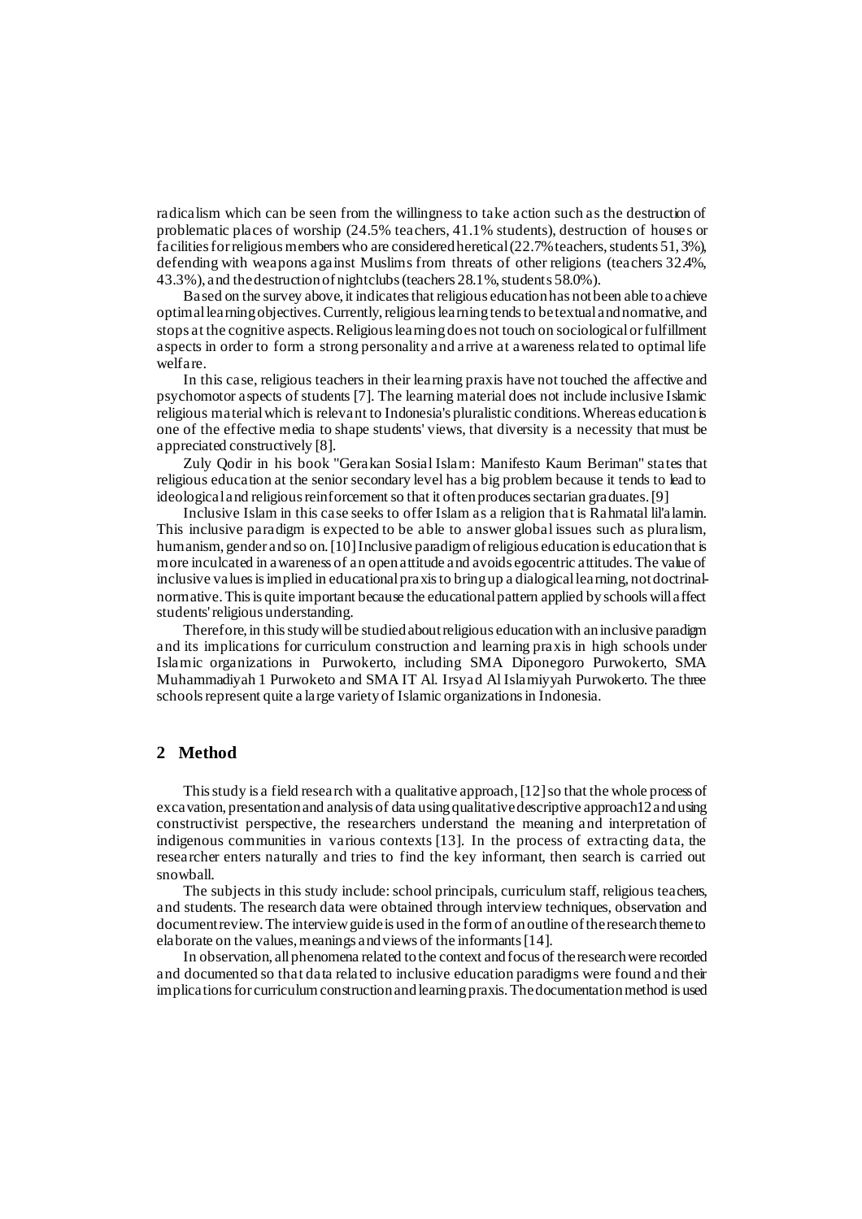radicalism which can be seen from the willingness to take action such as the destruction of problematic places of worship (24.5% teachers, 41.1% students), destruction of houses or facilities for religious members who are considered heretical (22.7% teachers, students 51, 3%), defending with weapons against Muslims from threats of other religions (teachers 32.4%, 43.3%), and the destruction of nightclubs (teachers 28.1%, students 58.0%).

Based on the survey above, it indicates that religious education has not been able to achieve optimal learning objectives. Currently, religious learning tends to be textual and normative, and stops at the cognitive aspects. Religious learning does not touch on sociological or fulfillment aspects in order to form a strong personality and arrive at awareness related to optimal life welfare.

In this case, religious teachers in their learning praxis have not touched the affective and psychomotor aspects of students [7]. The learning material does not include inclusive Islamic religious material which is relevant to Indonesia's pluralistic conditions. Whereas education is one of the effective media to shape students' views, that diversity is a necessity that must be appreciated constructively [8].

Zuly Qodir in his book "Gerakan Sosial Islam: Manifesto Kaum Beriman" states that religious education at the senior secondary level has a big problem because it tends to lead to ideological and religious reinforcement so that it often produces sectarian graduates. [9]

Inclusive Islam in this case seeks to offer Islam as a religion that is Rahmatal lil'alamin. This inclusive paradigm is expected to be able to answer global issues such as pluralism, humanism, gender and so on. [10] Inclusive paradigm of religious education is education that is more inculcated in awareness of an open attitude and avoids egocentric attitudes. The value of inclusive values is implied in educational praxis to bring up a dialogical learning, not doctrinal-normative. This is quite important because the educational pattern applied by schools will affect students' religious understanding.

Therefore, in this study will be studied about religious education with an inclusive paradigm and its implications for curriculum construction and learning praxis in high schools under Islamic organizations in Purwokerto, including SMA Diponegoro Purwokerto, SMA Muhammadiyah 1 Purwoketo and SMA IT Al. Irsyad Al Islamiyyah Purwokerto. The three schools represent quite a large variety of Islamic organizations in Indonesia.

## 2 Method

This study is a field research with a qualitative approach, [12] so that the whole process of excavation, presentation and analysis of data using qualitative descriptive approach12 and using constructivist perspective, the researchers understand the meaning and interpretation of indigenous communities in various contexts [13]. In the process of extracting data, the researcher enters naturally and tries to find the key informant, then search is carried out snowball.

The subjects in this study include: school principals, curriculum staff, religious teachers, and students. The research data were obtained through interview techniques, observation and document review. The interview guide is used in the form of an outline of the research theme to elaborate on the values, meanings and views of the informants [14].

In observation, all phenomena related to the context and focus of the research were recorded and documented so that data related to inclusive education paradigms were found and their implications for curriculum construction and learning praxis. The documentation method is used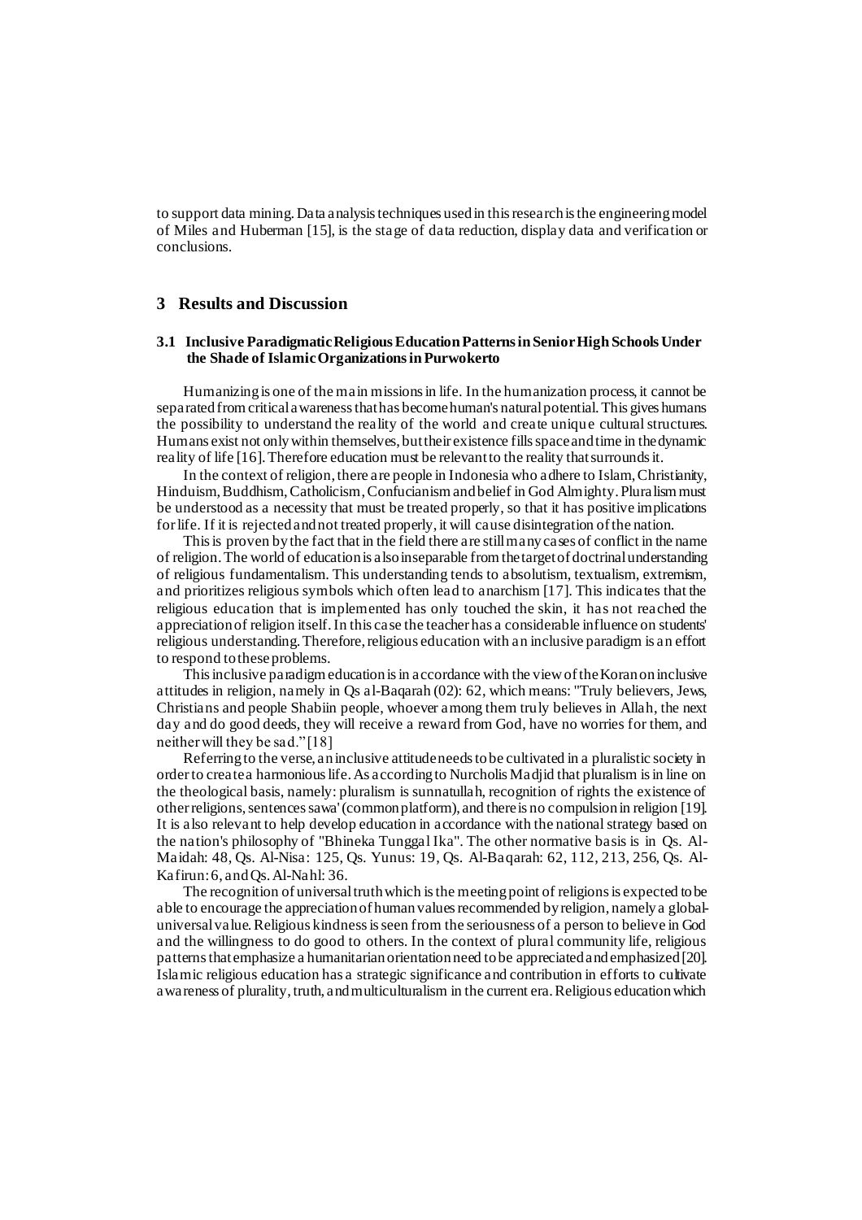to support data mining. Data analysis techniques used in this research is the engineering model of Miles and Huberman [15], is the stage of data reduction, display data and verification or conclusions.

## 3 Results and Discussion

### 3.1 Inclusive Paradigmatic Religious Education Patterns in Senior High Schools Under the Shade of Islamic Organizations in Purwokerto

Humanizing is one of the main missions in life. In the humanization process, it cannot be separated from critical awareness that has become human's natural potential. This gives humans the possibility to understand the reality of the world and create unique cultural structures. Humans exist not only within themselves, but their existence fills space and time in the dynamic reality of life [16]. Therefore education must be relevant to the reality that surrounds it.

In the context of religion, there are people in Indonesia who adhere to Islam, Christianity, Hinduism, Buddhism, Catholicism, Confucianism and belief in God Almighty. Pluralism must be understood as a necessity that must be treated properly, so that it has positive implications for life. If it is rejected and not treated properly, it will cause disintegration of the nation.

This is proven by the fact that in the field there are still many cases of conflict in the name of religion. The world of education is also inseparable from the target of doctrinal understanding of religious fundamentalism. This understanding tends to absolutism, textualism, extremism, and prioritizes religious symbols which often lead to anarchism [17]. This indicates that the religious education that is implemented has only touched the skin, it has not reached the appreciation of religion itself. In this case the teacher has a considerable influence on students' religious understanding. Therefore, religious education with an inclusive paradigm is an effort to respond to these problems.

This inclusive paradigm education is in accordance with the view of the Koran on inclusive attitudes in religion, namely in Qs al-Baqarah (02): 62, which means: "Truly believers, Jews, Christians and people Shabiin people, whoever among them truly believes in Allah, the next day and do good deeds, they will receive a reward from God, have no worries for them, and neither will they be sad." [18]

Referring to the verse, an inclusive attitude needs to be cultivated in a pluralistic society in order to create a harmonious life. As according to Nurcholis Madjid that pluralism is in line on the theological basis, namely: pluralism is sunnatullah, recognition of rights the existence of other religions, sentences sawa' (common platform), and there is no compulsion in religion [19]. It is also relevant to help develop education in accordance with the national strategy based on the nation's philosophy of "Bhineka Tunggal Ika". The other normative basis is in Qs. Al-Maidah: 48, Qs. Al-Nisa: 125, Qs. Yunus: 19, Qs. Al-Baqarah: 62, 112, 213, 256, Qs. Al-Kafirun: 6, and Qs. Al-Nahl: 36.

The recognition of universal truth which is the meeting point of religions is expected to be able to encourage the appreciation of human values recommended by religion, namely a global-universal value. Religious kindness is seen from the seriousness of a person to believe in God and the willingness to do good to others. In the context of plural community life, religious patterns that emphasize a humanitarian orientation need to be appreciated and emphasized [20]. Islamic religious education has a strategic significance and contribution in efforts to cultivate awareness of plurality, truth, and multiculturalism in the current era. Religious education which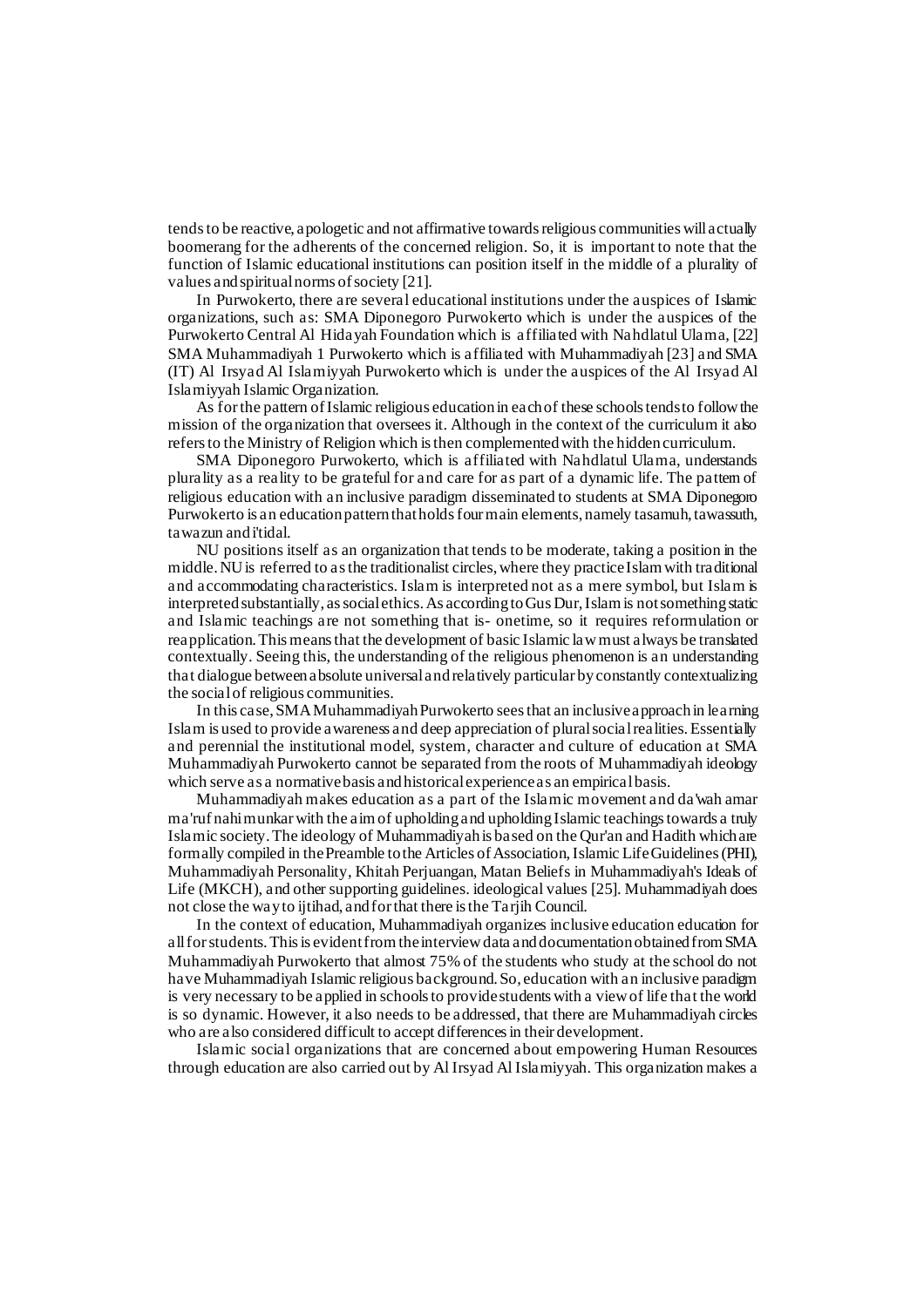tends to be reactive, apologetic and not affirmative towards religious communities will actually boomerang for the adherents of the concerned religion. So, it is important to note that the function of Islamic educational institutions can position itself in the middle of a plurality of values and spiritual norms of society [21].

In Purwokerto, there are several educational institutions under the auspices of Islamic organizations, such as: SMA Diponegoro Purwokerto which is under the auspices of the Purwokerto Central Al Hidayah Foundation which is affiliated with Nahdlatul Ulama, [22] SMA Muhammadiyah 1 Purwokerto which is affiliated with Muhammadiyah [23] and SMA (IT) Al Irsyad Al Islamiyyah Purwokerto which is under the auspices of the Al Irsyad Al Islamiyyah Islamic Organization.

As for the pattern of Islamic religious education in each of these schools tends to follow the mission of the organization that oversees it. Although in the context of the curriculum it also refers to the Ministry of Religion which is then complemented with the hidden curriculum.

SMA Diponegoro Purwokerto, which is affiliated with Nahdlatul Ulama, understands plurality as a reality to be grateful for and care for as part of a dynamic life. The pattern of religious education with an inclusive paradigm disseminated to students at SMA Diponegoro Purwokerto is an education pattern that holds four main elements, namely tasamuh, tawassuth, tawazun and i'tidal.

NU positions itself as an organization that tends to be moderate, taking a position in the middle. NU is referred to as the traditionalist circles, where they practice Islam with traditional and accommodating characteristics. Islam is interpreted not as a mere symbol, but Islam is interpreted substantially, as social ethics. As according to Gus Dur, Islam is not something static and Islamic teachings are not something that is- onetime, so it requires reformulation or reapplication. This means that the development of basic Islamic law must always be translated contextually. Seeing this, the understanding of the religious phenomenon is an understanding that dialogue between absolute universal and relatively particular by constantly contextualizing the social of religious communities.

In this case, SMA Muhammadiyah Purwokerto sees that an inclusive approach in learning Islam is used to provide awareness and deep appreciation of plural social realities. Essentially and perennial the institutional model, system, character and culture of education at SMA Muhammadiyah Purwokerto cannot be separated from the roots of Muhammadiyah ideology which serve as a normative basis and historical experience as an empirical basis.

Muhammadiyah makes education as a part of the Islamic movement and da'wah amar ma'ruf nahi munkar with the aim of upholding and upholding Islamic teachings towards a truly Islamic society. The ideology of Muhammadiyah is based on the Qur'an and Hadith which are formally compiled in the Preamble to the Articles of Association, Islamic Life Guidelines (PHI), Muhammadiyah Personality, Khitah Perjuangan, Matan Beliefs in Muhammadiyah's Ideals of Life (MKCH), and other supporting guidelines. ideological values [25]. Muhammadiyah does not close the way to ijtihad, and for that there is the Tarjih Council.

In the context of education, Muhammadiyah organizes inclusive education education for all for students. This is evident from the interview data and documentation obtained from SMA Muhammadiyah Purwokerto that almost 75% of the students who study at the school do not have Muhammadiyah Islamic religious background. So, education with an inclusive paradigm is very necessary to be applied in schools to provide students with a view of life that the world is so dynamic. However, it also needs to be addressed, that there are Muhammadiyah circles who are also considered difficult to accept differences in their development.

Islamic social organizations that are concerned about empowering Human Resources through education are also carried out by Al Irsyad Al Islamiyyah. This organization makes a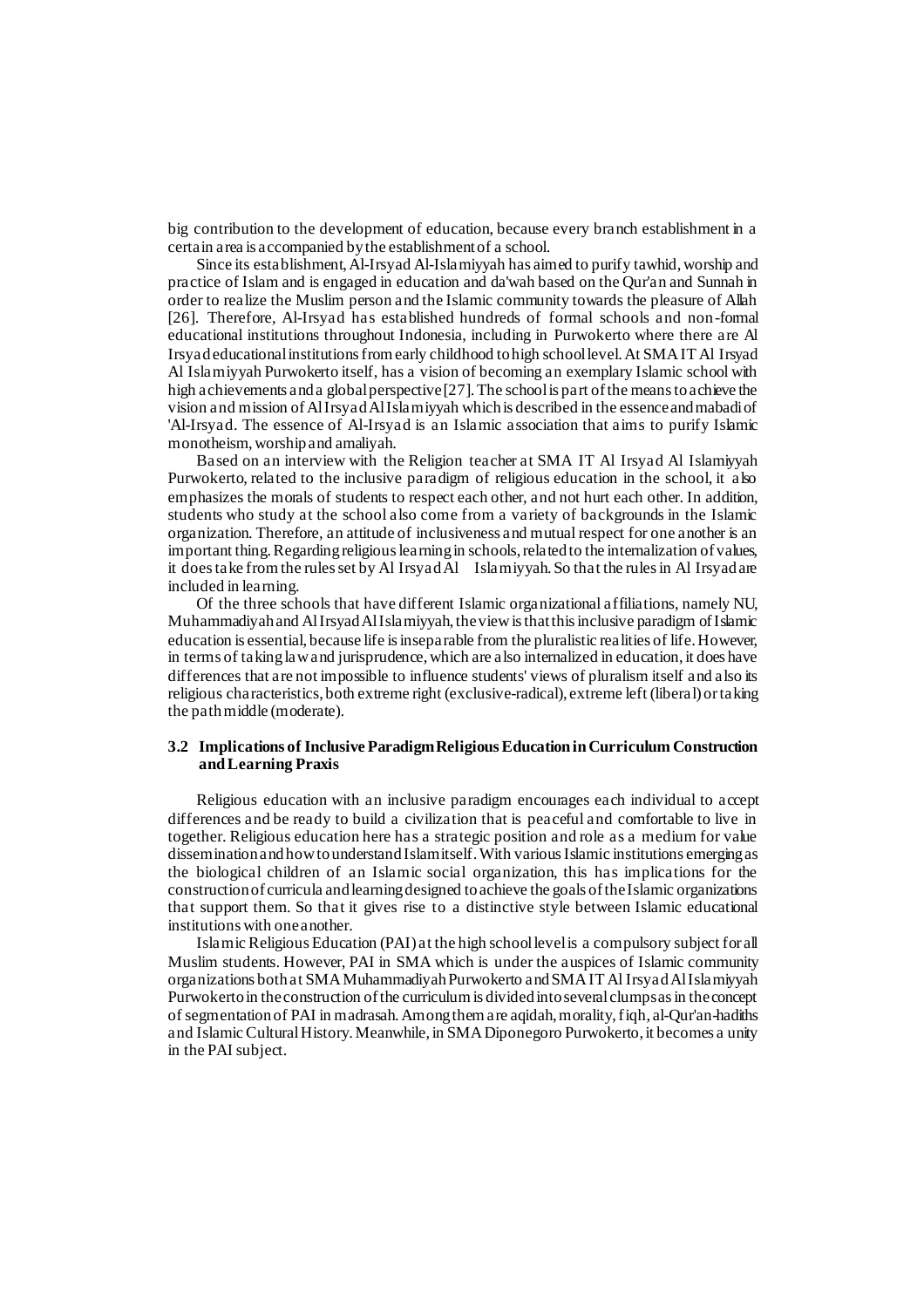big contribution to the development of education, because every branch establishment in a certain area is accompanied by the establishment of a school.

Since its establishment, Al-Irsyad Al-Islamiyyah has aimed to purify tawhid, worship and practice of Islam and is engaged in education and da'wah based on the Qur'an and Sunnah in order to realize the Muslim person and the Islamic community towards the pleasure of Allah [26]. Therefore, Al-Irsyad has established hundreds of formal schools and non-formal educational institutions throughout Indonesia, including in Purwokerto where there are Al Irsyad educational institutions from early childhood to high school level. At SMA IT Al Irsyad Al Islamiyyah Purwokerto itself, has a vision of becoming an exemplary Islamic school with high achievements and a global perspective [27]. The school is part of the means to achieve the vision and mission of Al Irsyad Al Islamiyyah which is described in the essence and mabadi of 'Al-Irsyad. The essence of Al-Irsyad is an Islamic association that aims to purify Islamic monotheism, worship and amaliyah.

Based on an interview with the Religion teacher at SMA IT Al Irsyad Al Islamiyyah Purwokerto, related to the inclusive paradigm of religious education in the school, it also emphasizes the morals of students to respect each other, and not hurt each other. In addition, students who study at the school also come from a variety of backgrounds in the Islamic organization. Therefore, an attitude of inclusiveness and mutual respect for one another is an important thing. Regarding religious learning in schools, related to the internalization of values, it does take from the rules set by Al Irsyad Al Islamiyyah. So that the rules in Al Irsyad are included in learning.

Of the three schools that have different Islamic organizational affiliations, namely NU, Muhammadiyah and Al Irsyad Al Islamiyyah, the view is that this inclusive paradigm of Islamic education is essential, because life is inseparable from the pluralistic realities of life. However, in terms of taking law and jurisprudence, which are also internalized in education, it does have differences that are not impossible to influence students' views of pluralism itself and also its religious characteristics, both extreme right (exclusive-radical), extreme left (liberal) or taking the path middle (moderate).

### 3.2 Implications of Inclusive Paradigm Religious Education in Curriculum Construction and Learning Praxis

Religious education with an inclusive paradigm encourages each individual to accept differences and be ready to build a civilization that is peaceful and comfortable to live in together. Religious education here has a strategic position and role as a medium for value dissemination and how to understand Islam itself. With various Islamic institutions emerging as the biological children of an Islamic social organization, this has implications for the construction of curricula and learning designed to achieve the goals of the Islamic organizations that support them. So that it gives rise to a distinctive style between Islamic educational institutions with one another.

Islamic Religious Education (PAI) at the high school level is a compulsory subject for all Muslim students. However, PAI in SMA which is under the auspices of Islamic community organizations both at SMA Muhammadiyah Purwokerto and SMA IT Al Irsyad Al Islamiyyah Purwokerto in the construction of the curriculum is divided into several clumps as in the concept of segmentation of PAI in madrasah. Among them are aqidah, morality, fiqh, al-Qur'an-hadiths and Islamic Cultural History. Meanwhile, in SMA Diponegoro Purwokerto, it becomes a unity in the PAI subject.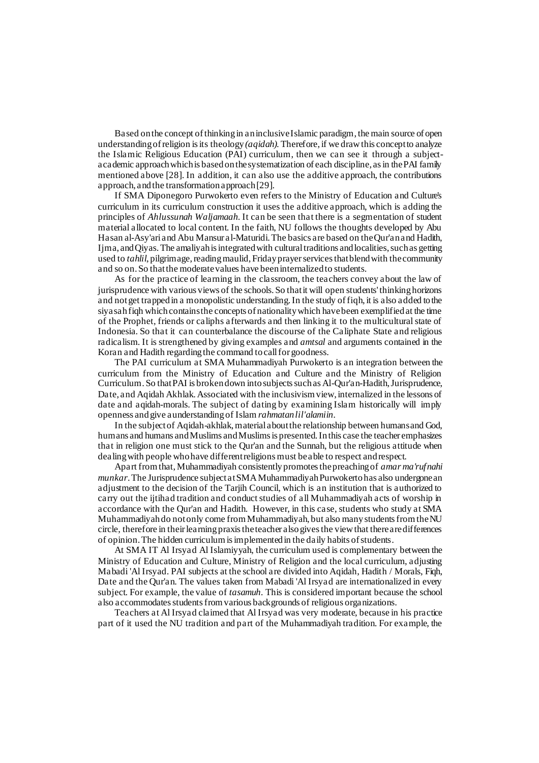Based on the concept of thinking in an inclusive Islamic paradigm, the main source of open understanding of religion is its theology *(aqidah)*. Therefore, if we draw this concept to analyze the Islamic Religious Education (PAI) curriculum, then we can see it through a subject-academic approach which is based on the systematization of each discipline, as in the PAI family mentioned above [28]. In addition, it can also use the additive approach, the contributions approach, and the transformation approach [29].

If SMA Diponegoro Purwokerto even refers to the Ministry of Education and Culture's curriculum in its curriculum construction it uses the additive approach, which is adding the principles of *Ahlussunah Waljamaah*. It can be seen that there is a segmentation of student material allocated to local content. In the faith, NU follows the thoughts developed by Abu Hasan al-Asy'ari and Abu Mansur al-Maturidi. The basics are based on the Qur'an and Hadith, Ijma, and Qiyas. The amaliyah is integrated with cultural traditions and localities, such as getting used to *tahlil*, pilgrimage, reading maulid, Friday prayer services that blend with the community and so on. So that the moderate values have been internalized to students.

As for the practice of learning in the classroom, the teachers convey about the law of jurisprudence with various views of the schools. So that it will open students' thinking horizons and not get trapped in a monopolistic understanding. In the study of fiqh, it is also added to the siyasah fiqh which contains the concepts of nationality which have been exemplified at the time of the Prophet, friends or caliphs afterwards and then linking it to the multicultural state of Indonesia. So that it can counterbalance the discourse of the Caliphate State and religious radicalism. It is strengthened by giving examples and *amtsal* and arguments contained in the Koran and Hadith regarding the command to call for goodness.

The PAI curriculum at SMA Muhammadiyah Purwokerto is an integration between the curriculum from the Ministry of Education and Culture and the Ministry of Religion Curriculum. So that PAI is broken down into subjects such as Al-Qur'an-Hadith, Jurisprudence, Date, and Aqidah Akhlak. Associated with the inclusivism view, internalized in the lessons of date and aqidah-morals. The subject of dating by examining Islam historically will imply openness and give a understanding of Islam *rahmatan lil'alamiin*.

In the subject of Aqidah-akhlak, material about the relationship between humans and God, humans and humans and Muslims and Muslims is presented. In this case the teacher emphasizes that in religion one must stick to the Qur'an and the Sunnah, but the religious attitude when dealing with people who have different religions must be able to respect and respect.

Apart from that, Muhammadiyah consistently promotes the preaching of *amar ma'ruf nahi munkar*. The Jurisprudence subject at SMA Muhammadiyah Purwokerto has also undergone an adjustment to the decision of the Tarjih Council, which is an institution that is authorized to carry out the ijtihad tradition and conduct studies of all Muhammadiyah acts of worship in accordance with the Qur'an and Hadith. However, in this case, students who study at SMA Muhammadiyah do not only come from Muhammadiyah, but also many students from the NU circle, therefore in their learning praxis the teacher also gives the view that there are differences of opinion. The hidden curriculum is implemented in the daily habits of students.

At SMA IT Al Irsyad Al Islamiyyah, the curriculum used is complementary between the Ministry of Education and Culture, Ministry of Religion and the local curriculum, adjusting Mabadi 'Al Irsyad. PAI subjects at the school are divided into Aqidah, Hadith / Morals, Fiqh, Date and the Qur'an. The values taken from Mabadi 'Al Irsyad are internationalized in every subject. For example, the value of *tasamuh*. This is considered important because the school also accommodates students from various backgrounds of religious organizations.

Teachers at Al Irsyad claimed that Al Irsyad was very moderate, because in his practice part of it used the NU tradition and part of the Muhammadiyah tradition. For example, the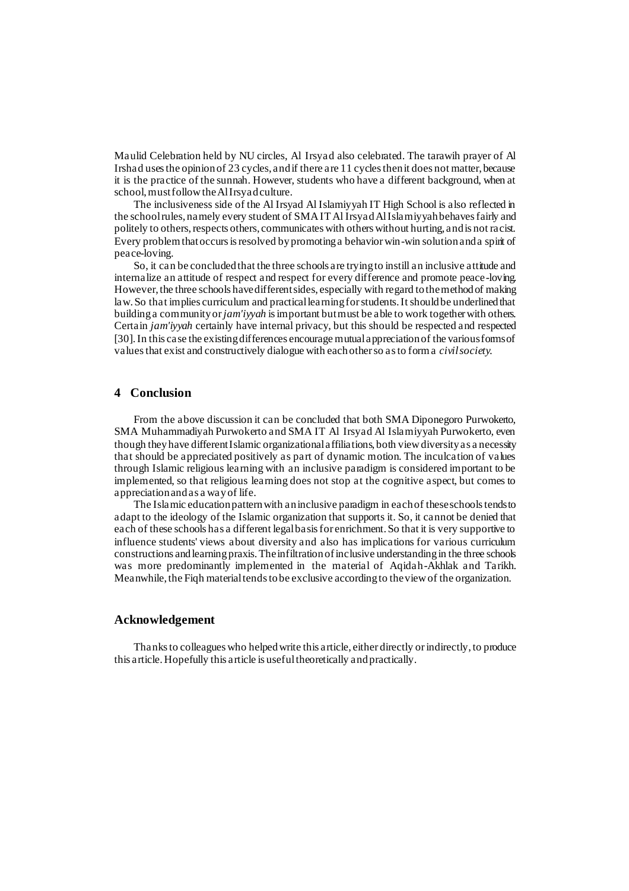Maulid Celebration held by NU circles, Al Irsyad also celebrated. The tarawih prayer of Al Irshad uses the opinion of 23 cycles, and if there are 11 cycles then it does not matter, because it is the practice of the sunnah. However, students who have a different background, when at school, must follow the Al Irsyad culture.

The inclusiveness side of the Al Irsyad Al Islamiyyah IT High School is also reflected in the school rules, namely every student of SMA IT Al Irsyad Al Islamiyyah behaves fairly and politely to others, respects others, communicates with others without hurting, and is not racist. Every problem that occurs is resolved by promoting a behavior win-win solution and a spirit of peace-loving.

So, it can be concluded that the three schools are trying to instill an inclusive attitude and internalize an attitude of respect and respect for every difference and promote peace-loving. However, the three schools have different sides, especially with regard to the method of making law. So that implies curriculum and practical learning for students. It should be underlined that building a community or *jam'iyyah* is important but must be able to work together with others. Certain *jam'iyyah* certainly have internal privacy, but this should be respected and respected [30]. In this case the existing differences encourage mutual appreciation of the various forms of values that exist and constructively dialogue with each other so as to form a *civil society*.

## 4 Conclusion

From the above discussion it can be concluded that both SMA Diponegoro Purwokerto, SMA Muhammadiyah Purwokerto and SMA IT Al Irsyad Al Islamiyyah Purwokerto, even though they have different Islamic organizational affiliations, both view diversity as a necessity that should be appreciated positively as part of dynamic motion. The inculcation of values through Islamic religious learning with an inclusive paradigm is considered important to be implemented, so that religious learning does not stop at the cognitive aspect, but comes to appreciation and as a way of life.

The Islamic education pattern with an inclusive paradigm in each of these schools tends to adapt to the ideology of the Islamic organization that supports it. So, it cannot be denied that each of these schools has a different legal basis for enrichment. So that it is very supportive to influence students' views about diversity and also has implications for various curriculum constructions and learning praxis. The infiltration of inclusive understanding in the three schools was more predominantly implemented in the material of Aqidah-Akhlak and Tarikh. Meanwhile, the Fiqh material tends to be exclusive according to the view of the organization.

## Acknowledgement

Thanks to colleagues who helped write this article, either directly or indirectly, to produce this article. Hopefully this article is useful theoretically and practically.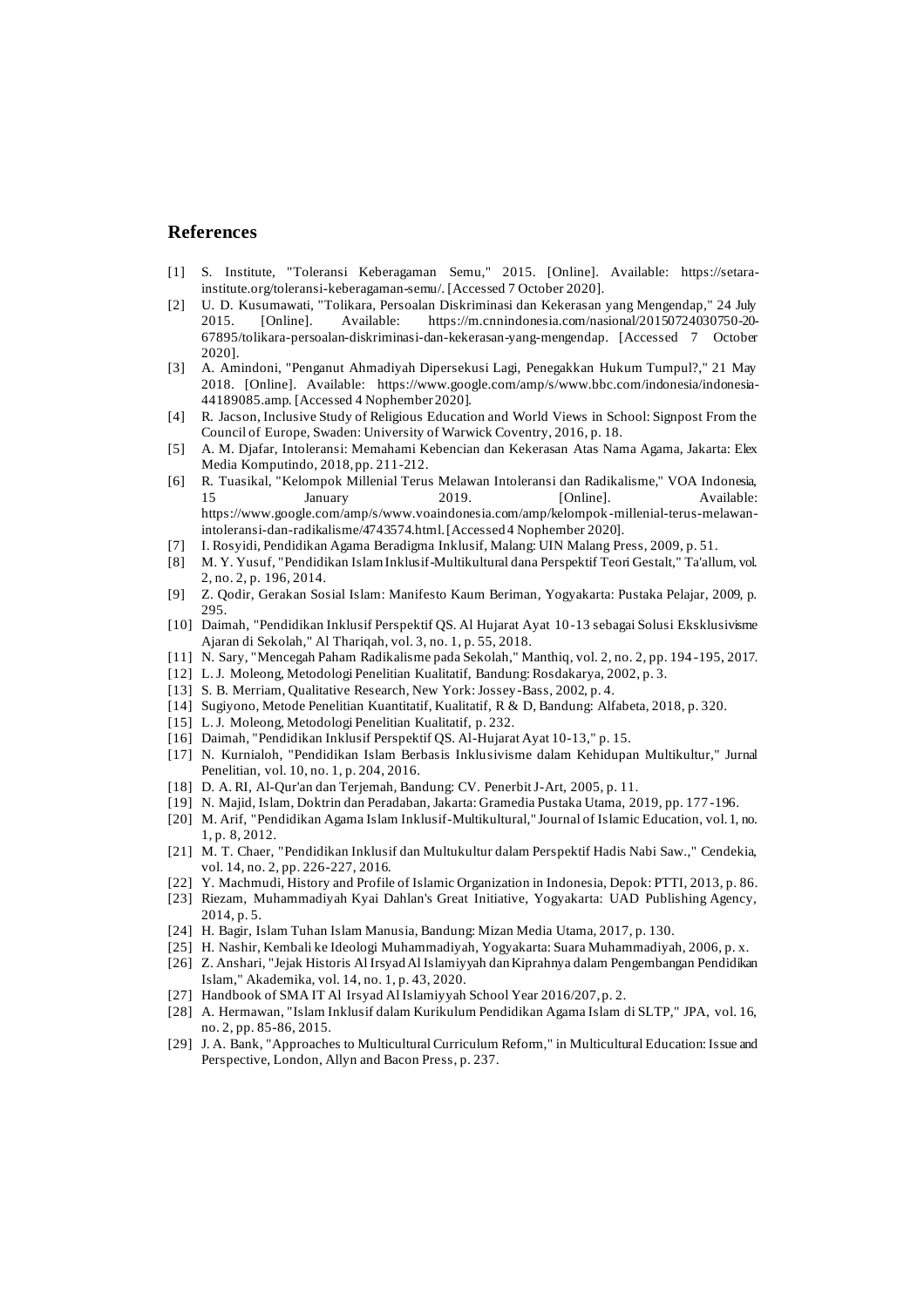## References

[1] S. Institute, "Toleransi Keberagaman Semu," 2015. [Online]. Available: https://setara-institute.org/toleransi-keberagaman-semu/. [Accessed 7 October 2020].

[2] U. D. Kusumawati, "Tolikara, Persoalan Diskriminasi dan Kekerasan yang Mengendap," 24 July 2015. [Online]. Available: https://m.cnnindonesia.com/nasional/20150724030750-20-67895/tolikara-persoalan-diskriminasi-dan-kekerasan-yang-mengendap. [Accessed 7 October 2020].

[3] A. Amindoni, "Penganut Ahmadiyah Dipersekusi Lagi, Penegakkan Hukum Tumpul?," 21 May 2018. [Online]. Available: https://www.google.com/amp/s/www.bbc.com/indonesia/indonesia-44189085.amp. [Accessed 4 Nophember 2020].

[4] R. Jacson, Inclusive Study of Religious Education and World Views in School: Signpost From the Council of Europe, Swaden: University of Warwick Coventry, 2016, p. 18.

[5] A. M. Djafar, Intoleransi: Memahami Kebencian dan Kekerasan Atas Nama Agama, Jakarta: Elex Media Komputindo, 2018, pp. 211-212.

[6] R. Tuasikal, "Kelompok Millenial Terus Melawan Intoleransi dan Radikalisme," VOA Indonesia, 15 January 2019. [Online]. Available: https://www.google.com/amp/s/www.voaindonesia.com/amp/kelompok-millenial-terus-melawan-intoleransi-dan-radikalisme/4743574.html. [Accessed 4 Nophember 2020].

[7] I. Rosyidi, Pendidikan Agama Beradigma Inklusif, Malang: UIN Malang Press, 2009, p. 51.

[8] M. Y. Yusuf, "Pendidikan Islam Inklusif-Multikultural dana Perspektif Teori Gestalt," Ta'allum, vol. 2, no. 2, p. 196, 2014.

[9] Z. Qodir, Gerakan Sosial Islam: Manifesto Kaum Beriman, Yogyakarta: Pustaka Pelajar, 2009, p. 295.

[10] Daimah, "Pendidikan Inklusif Perspektif QS. Al Hujarat Ayat 10-13 sebagai Solusi Eksklusivisme Ajaran di Sekolah," Al Thariqah, vol. 3, no. 1, p. 55, 2018.

[11] N. Sary, "Mencegah Paham Radikalisme pada Sekolah," Manthiq, vol. 2, no. 2, pp. 194-195, 2017.

[12] L. J. Moleong, Metodologi Penelitian Kualitatif, Bandung: Rosdakarya, 2002, p. 3.

[13] S. B. Merriam, Qualitative Research, New York: Jossey-Bass, 2002, p. 4.

[14] Sugiyono, Metode Penelitian Kuantitatif, Kualitatif, R & D, Bandung: Alfabeta, 2018, p. 320.

[15] L. J. Moleong, Metodologi Penelitian Kualitatif, p. 232.

[16] Daimah, "Pendidikan Inklusif Perspektif QS. Al-Hujarat Ayat 10-13," p. 15.

[17] N. Kurnialoh, "Pendidikan Islam Berbasis Inklusivisme dalam Kehidupan Multikultur," Jurnal Penelitian, vol. 10, no. 1, p. 204, 2016.

[18] D. A. RI, Al-Qur'an dan Terjemah, Bandung: CV. Penerbit J-Art, 2005, p. 11.

[19] N. Majid, Islam, Doktrin dan Peradaban, Jakarta: Gramedia Pustaka Utama, 2019, pp. 177-196.

[20] M. Arif, "Pendidikan Agama Islam Inklusif-Multikultural," Journal of Islamic Education, vol. 1, no. 1, p. 8, 2012.

[21] M. T. Chaer, "Pendidikan Inklusif dan Multukultur dalam Perspektif Hadis Nabi Saw.," Cendekia, vol. 14, no. 2, pp. 226-227, 2016.

[22] Y. Machmudi, History and Profile of Islamic Organization in Indonesia, Depok: PTTI, 2013, p. 86.

[23] Riezam, Muhammadiyah Kyai Dahlan's Great Initiative, Yogyakarta: UAD Publishing Agency, 2014, p. 5.

[24] H. Bagir, Islam Tuhan Islam Manusia, Bandung: Mizan Media Utama, 2017, p. 130.

[25] H. Nashir, Kembali ke Ideologi Muhammadiyah, Yogyakarta: Suara Muhammadiyah, 2006, p. x.

[26] Z. Anshari, "Jejak Historis Al Irsyad Al Islamiyyah dan Kiprahnya dalam Pengembangan Pendidikan Islam," Akademika, vol. 14, no. 1, p. 43, 2020.

[27] Handbook of SMA IT Al Irsyad Al Islamiyyah School Year 2016/207, p. 2.

[28] A. Hermawan, "Islam Inklusif dalam Kurikulum Pendidikan Agama Islam di SLTP," JPA, vol. 16, no. 2, pp. 85-86, 2015.

[29] J. A. Bank, "Approaches to Multicultural Curriculum Reform," in Multicultural Education: Issue and Perspective, London, Allyn and Bacon Press, p. 237.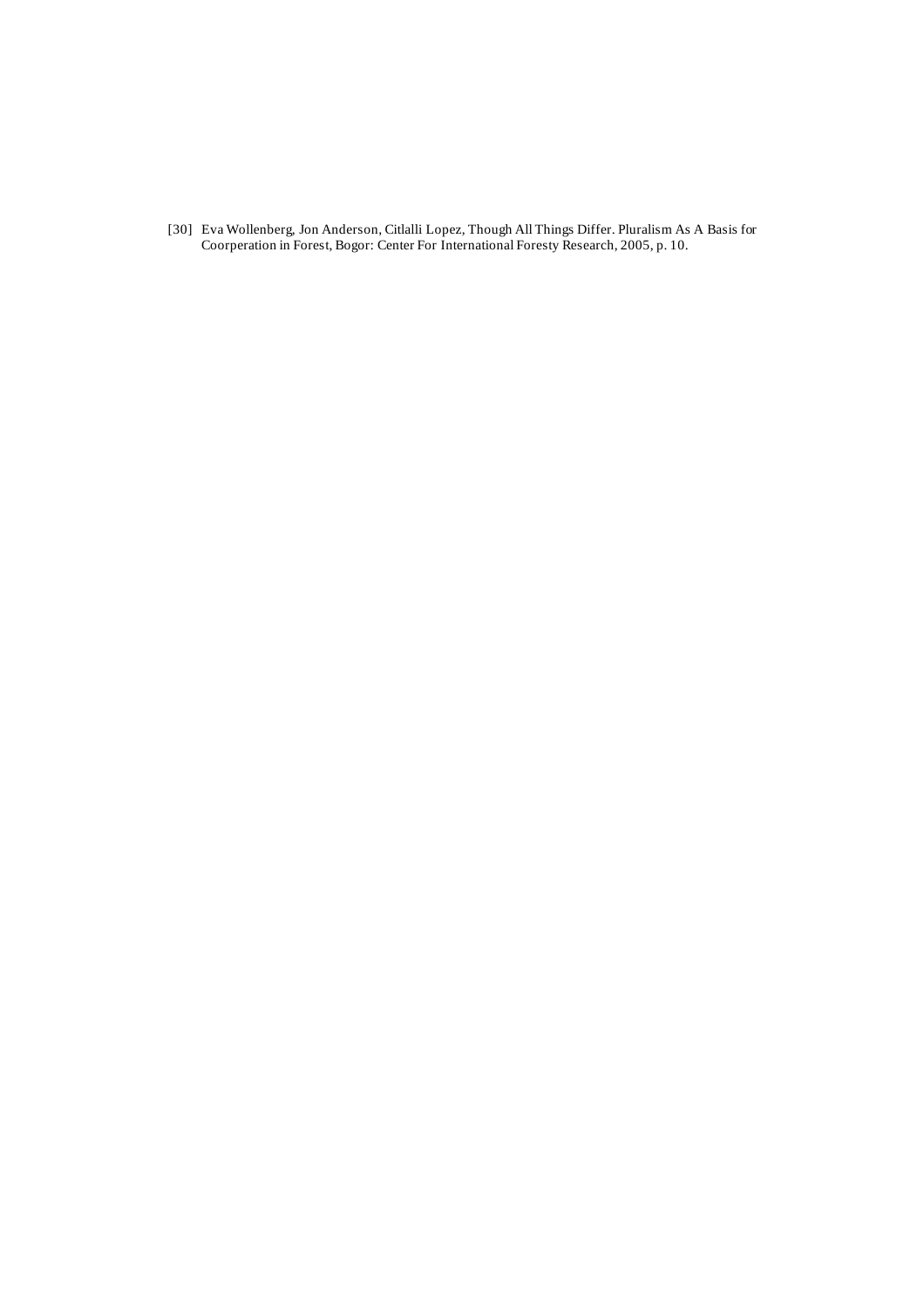[30] Eva Wollenberg, Jon Anderson, Citlalli Lopez, Though All Things Differ. Pluralism As A Basis for Coorperation in Forest, Bogor: Center For International Foresty Research, 2005, p. 10.